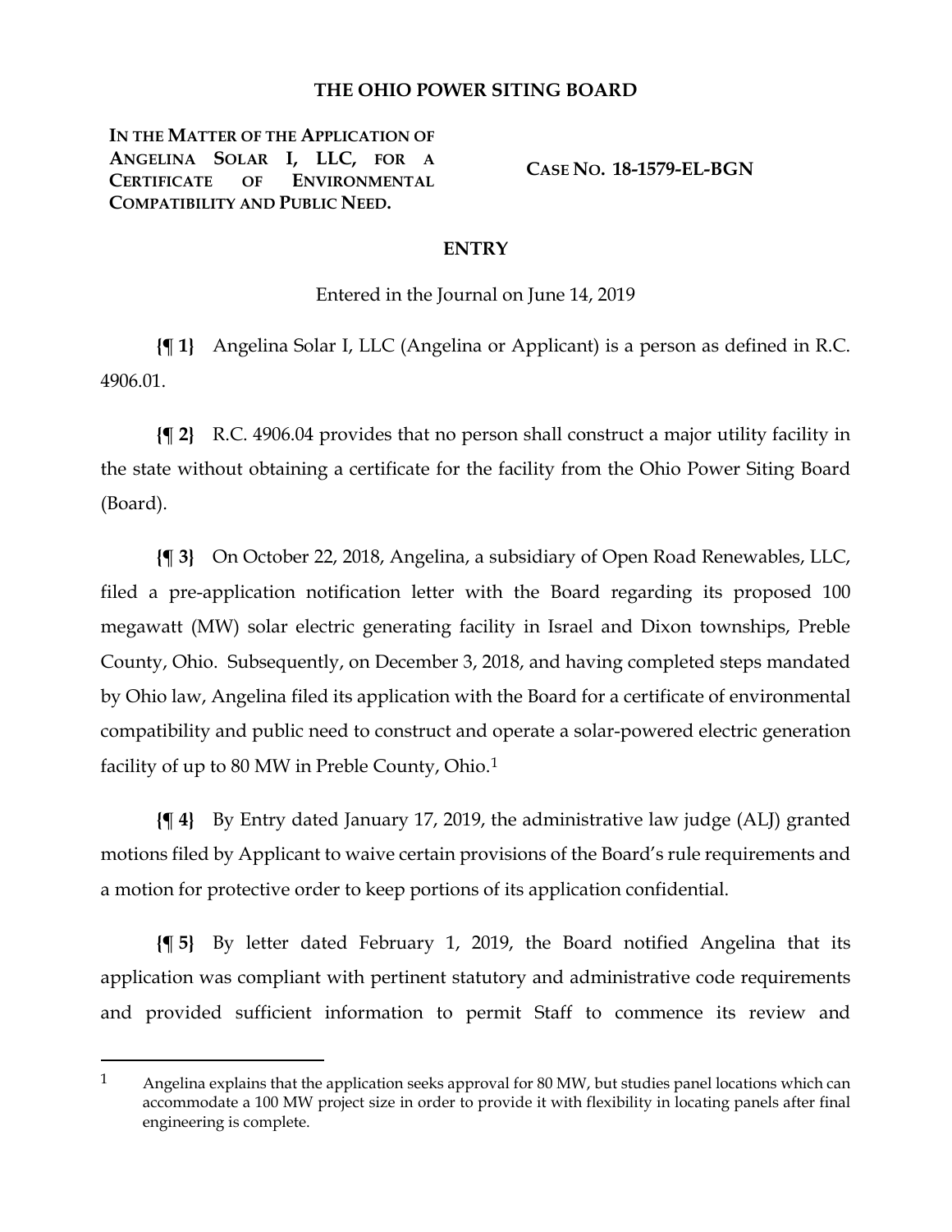# THE OHIO POWER SITING BOARD

**IN THE MATTER OF THE APPLICATION OF ANGELINA SOLAR I, LLC, FOR A CERTIFICATE OF ENVIRONMENTAL COMPATIBILITY AND PUBLIC NEED.**

**CASE NO. 18-1579-EL-BGN**

## ENTRY

Entered in the Journal on June 14, 2019

**{¶ 1}** Angelina Solar I, LLC (Angelina or Applicant) is a person as defined in R.C. 4906.01.

**{¶ 2}** R.C. 4906.04 provides that no person shall construct a major utility facility in the state without obtaining a certificate for the facility from the Ohio Power Siting Board (Board).

**{¶ 3}** On October 22, 2018, Angelina, a subsidiary of Open Road Renewables, LLC, filed a pre-application notification letter with the Board regarding its proposed 100 megawatt (MW) solar electric generating facility in Israel and Dixon townships, Preble County, Ohio. Subsequently, on December 3, 2018, and having completed steps mandated by Ohio law, Angelina filed its application with the Board for a certificate of environmental compatibility and public need to construct and operate a solar-powered electric generation facility of up to 80 MW in Preble County, Ohio.[1]

**{¶ 4}** By Entry dated January 17, 2019, the administrative law judge (ALJ) granted motions filed by Applicant to waive certain provisions of the Board's rule requirements and a motion for protective order to keep portions of its application confidential.

**{¶ 5}** By letter dated February 1, 2019, the Board notified Angelina that its application was compliant with pertinent statutory and administrative code requirements and provided sufficient information to permit Staff to commence its review and

---

[1] Angelina explains that the application seeks approval for 80 MW, but studies panel locations which can accommodate a 100 MW project size in order to provide it with flexibility in locating panels after final engineering is complete.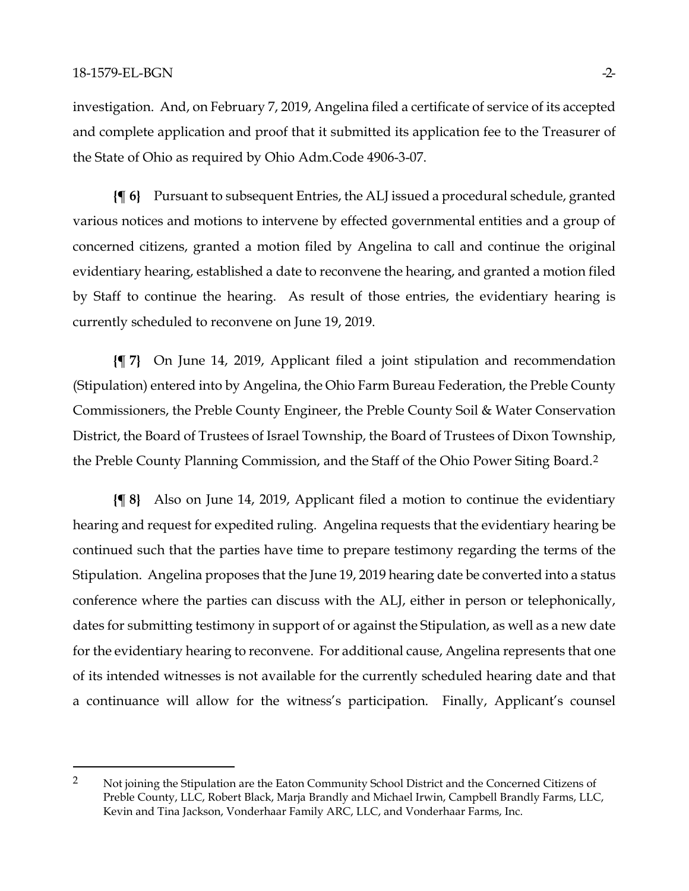investigation. And, on February 7, 2019, Angelina filed a certificate of service of its accepted and complete application and proof that it submitted its application fee to the Treasurer of the State of Ohio as required by Ohio Adm.Code 4906-3-07.

**{¶ 6}** Pursuant to subsequent Entries, the ALJ issued a procedural schedule, granted various notices and motions to intervene by effected governmental entities and a group of concerned citizens, granted a motion filed by Angelina to call and continue the original evidentiary hearing, established a date to reconvene the hearing, and granted a motion filed by Staff to continue the hearing. As result of those entries, the evidentiary hearing is currently scheduled to reconvene on June 19, 2019.

**{¶ 7}** On June 14, 2019, Applicant filed a joint stipulation and recommendation (Stipulation) entered into by Angelina, the Ohio Farm Bureau Federation, the Preble County Commissioners, the Preble County Engineer, the Preble County Soil & Water Conservation District, the Board of Trustees of Israel Township, the Board of Trustees of Dixon Township, the Preble County Planning Commission, and the Staff of the Ohio Power Siting Board.[2]

**{¶ 8}** Also on June 14, 2019, Applicant filed a motion to continue the evidentiary hearing and request for expedited ruling. Angelina requests that the evidentiary hearing be continued such that the parties have time to prepare testimony regarding the terms of the Stipulation. Angelina proposes that the June 19, 2019 hearing date be converted into a status conference where the parties can discuss with the ALJ, either in person or telephonically, dates for submitting testimony in support of or against the Stipulation, as well as a new date for the evidentiary hearing to reconvene. For additional cause, Angelina represents that one of its intended witnesses is not available for the currently scheduled hearing date and that a continuance will allow for the witness's participation. Finally, Applicant's counsel

---

[2] Not joining the Stipulation are the Eaton Community School District and the Concerned Citizens of Preble County, LLC, Robert Black, Marja Brandly and Michael Irwin, Campbell Brandly Farms, LLC, Kevin and Tina Jackson, Vonderhaar Family ARC, LLC, and Vonderhaar Farms, Inc.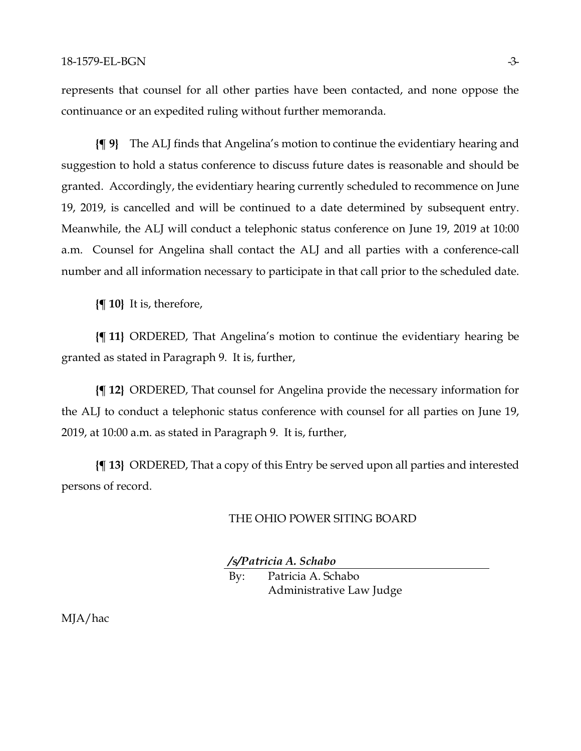represents that counsel for all other parties have been contacted, and none oppose the continuance or an expedited ruling without further memoranda.

**{¶ 9}** The ALJ finds that Angelina's motion to continue the evidentiary hearing and suggestion to hold a status conference to discuss future dates is reasonable and should be granted. Accordingly, the evidentiary hearing currently scheduled to recommence on June 19, 2019, is cancelled and will be continued to a date determined by subsequent entry. Meanwhile, the ALJ will conduct a telephonic status conference on June 19, 2019 at 10:00 a.m. Counsel for Angelina shall contact the ALJ and all parties with a conference-call number and all information necessary to participate in that call prior to the scheduled date.

**{¶ 10}** It is, therefore,

**{¶ 11}** ORDERED, That Angelina's motion to continue the evidentiary hearing be granted as stated in Paragraph 9. It is, further,

**{¶ 12}** ORDERED, That counsel for Angelina provide the necessary information for the ALJ to conduct a telephonic status conference with counsel for all parties on June 19, 2019, at 10:00 a.m. as stated in Paragraph 9. It is, further,

**{¶ 13}** ORDERED, That a copy of this Entry be served upon all parties and interested persons of record.

THE OHIO POWER SITING BOARD

***/s/Patricia A. Schabo***

By: Patricia A. Schabo
Administrative Law Judge

MJA/hac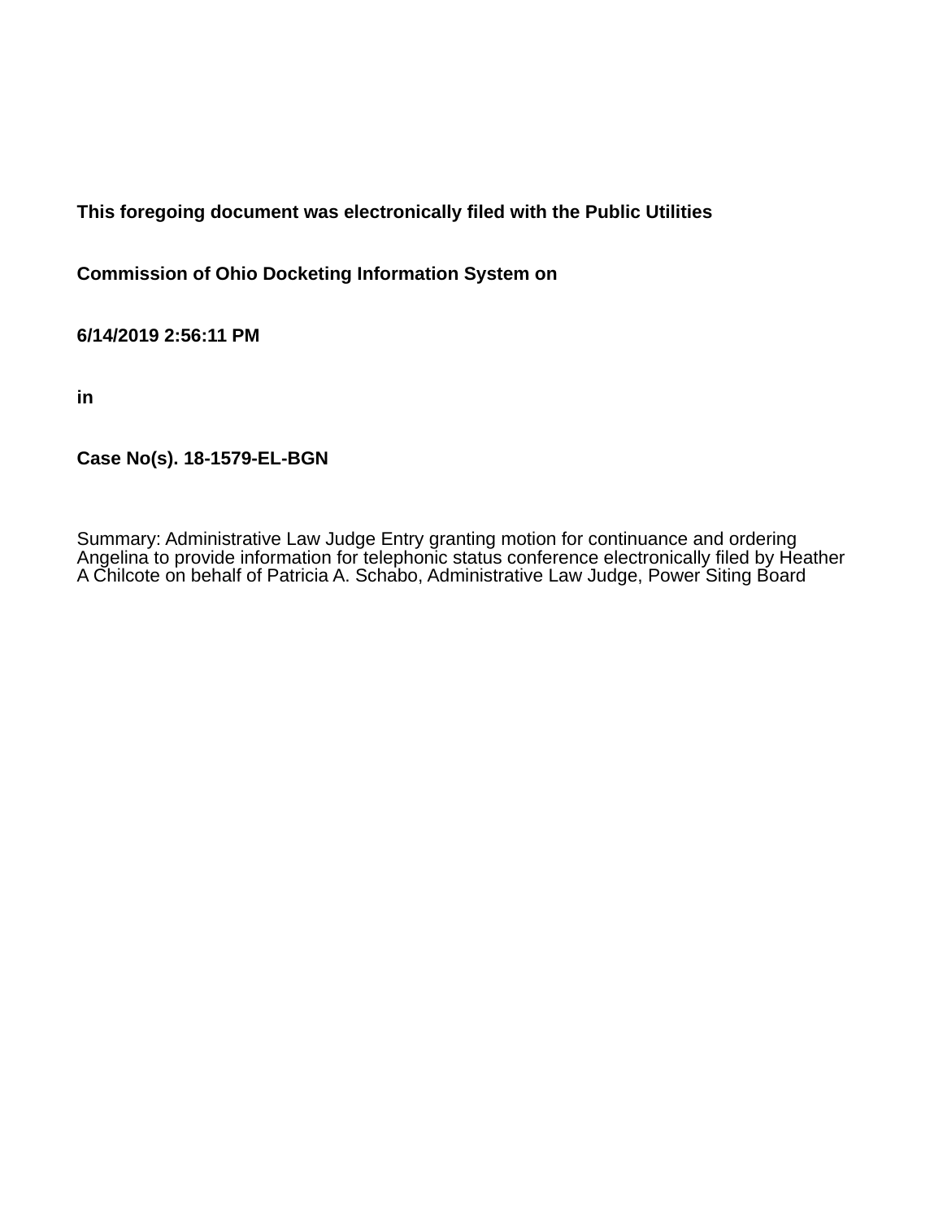**This foregoing document was electronically filed with the Public Utilities**

**Commission of Ohio Docketing Information System on**

**6/14/2019 2:56:11 PM**

**in**

**Case No(s). 18-1579-EL-BGN**

Summary: Administrative Law Judge Entry granting motion for continuance and ordering Angelina to provide information for telephonic status conference electronically filed by Heather A Chilcote on behalf of Patricia A. Schabo, Administrative Law Judge, Power Siting Board